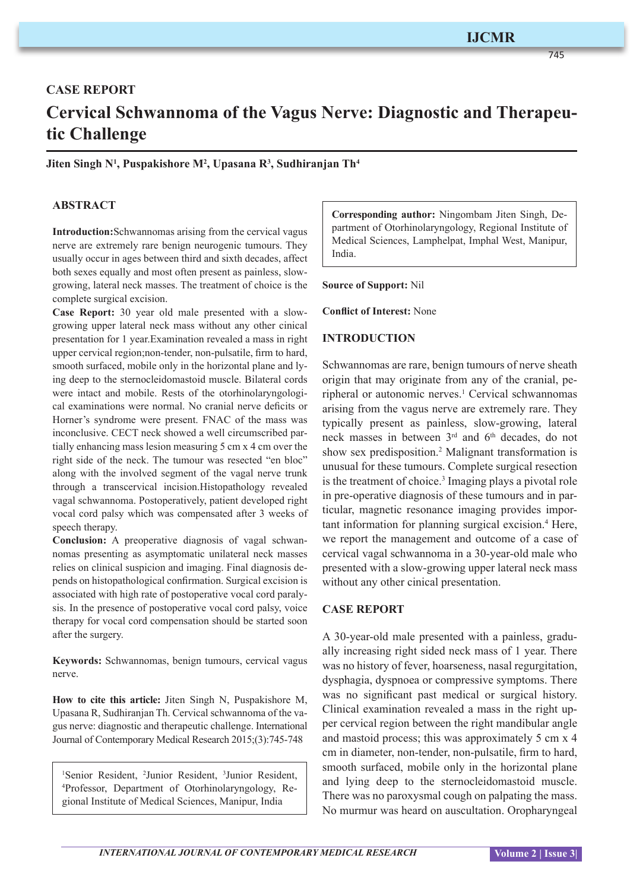## CASE REPORT

# Cervical Schwannoma of the Vagus Nerve: Diagnostic and Therapeutic Challenge

**Jiten Singh N[1], Puspakishore M[2], Upasana R[3], Sudhiranjan Th[4]**

## ABSTRACT

**Introduction:** Schwannomas arising from the cervical vagus nerve are extremely rare benign neurogenic tumours. They usually occur in ages between third and sixth decades, affect both sexes equally and most often present as painless, slow-growing, lateral neck masses. The treatment of choice is the complete surgical excision.

**Case Report:** 30 year old male presented with a slow-growing upper lateral neck mass without any other cinical presentation for 1 year. Examination revealed a mass in right upper cervical region;non-tender, non-pulsatile, firm to hard, smooth surfaced, mobile only in the horizontal plane and lying deep to the sternocleidomastoid muscle. Bilateral cords were intact and mobile. Rests of the otorhinolaryngological examinations were normal. No cranial nerve deficits or Horner's syndrome were present. FNAC of the mass was inconclusive. CECT neck showed a well circumscribed partially enhancing mass lesion measuring 5 cm x 4 cm over the right side of the neck. The tumour was resected "en bloc" along with the involved segment of the vagal nerve trunk through a transcervical incision. Histopathology revealed vagal schwannoma. Postoperatively, patient developed right vocal cord palsy which was compensated after 3 weeks of speech therapy.

**Conclusion:** A preoperative diagnosis of vagal schwannomas presenting as asymptomatic unilateral neck masses relies on clinical suspicion and imaging. Final diagnosis depends on histopathological confirmation. Surgical excision is associated with high rate of postoperative vocal cord paralysis. In the presence of postoperative vocal cord palsy, voice therapy for vocal cord compensation should be started soon after the surgery.

**Keywords:** Schwannomas, benign tumours, cervical vagus nerve.

**How to cite this article:** Jiten Singh N, Puspakishore M, Upasana R, Sudhiranjan Th. Cervical schwannoma of the vagus nerve: diagnostic and therapeutic challenge. International Journal of Contemporary Medical Research 2015;(3):745-748

[1]Senior Resident, [2]Junior Resident, [3]Junior Resident, [4]Professor, Department of Otorhinolaryngology, Regional Institute of Medical Sciences, Manipur, India

**Corresponding author:** Ningombam Jiten Singh, Department of Otorhinolaryngology, Regional Institute of Medical Sciences, Lamphelpat, Imphal West, Manipur, India.

**Source of Support:** Nil

**Conflict of Interest:** None

## INTRODUCTION

Schwannomas are rare, benign tumours of nerve sheath origin that may originate from any of the cranial, peripheral or autonomic nerves.[1] Cervical schwannomas arising from the vagus nerve are extremely rare. They typically present as painless, slow-growing, lateral neck masses in between 3rd and 6th decades, do not show sex predisposition.[2] Malignant transformation is unusual for these tumours. Complete surgical resection is the treatment of choice.[3] Imaging plays a pivotal role in pre-operative diagnosis of these tumours and in particular, magnetic resonance imaging provides important information for planning surgical excision.[4] Here, we report the management and outcome of a case of cervical vagal schwannoma in a 30-year-old male who presented with a slow-growing upper lateral neck mass without any other cinical presentation.

## CASE REPORT

A 30-year-old male presented with a painless, gradually increasing right sided neck mass of 1 year. There was no history of fever, hoarseness, nasal regurgitation, dysphagia, dyspnoea or compressive symptoms. There was no significant past medical or surgical history. Clinical examination revealed a mass in the right upper cervical region between the right mandibular angle and mastoid process; this was approximately 5 cm x 4 cm in diameter, non-tender, non-pulsatile, firm to hard, smooth surfaced, mobile only in the horizontal plane and lying deep to the sternocleidomastoid muscle. There was no paroxysmal cough on palpating the mass. No murmur was heard on auscultation. Oropharyngeal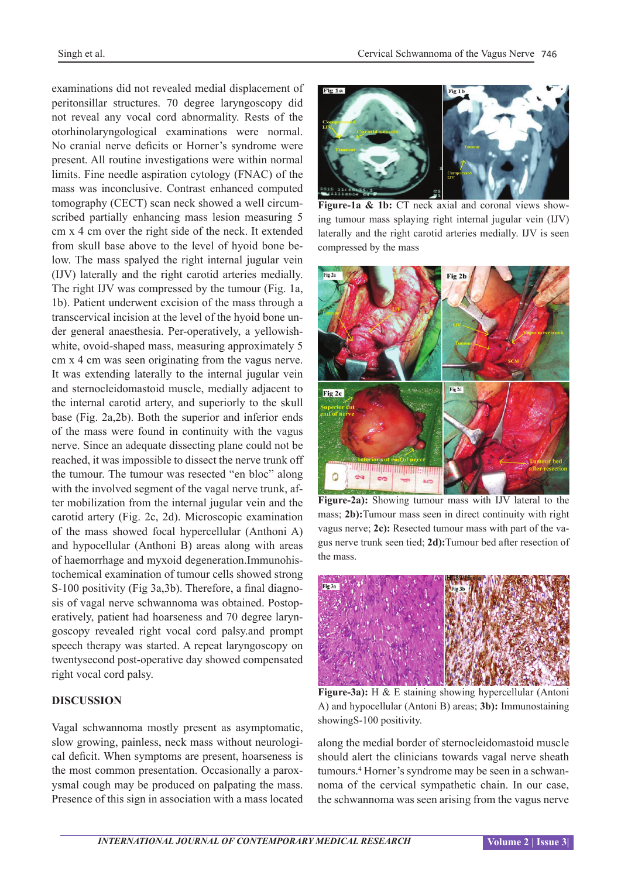examinations did not revealed medial displacement of peritonsillar structures. 70 degree laryngoscopy did not reveal any vocal cord abnormality. Rests of the otorhinolaryngological examinations were normal. No cranial nerve deficits or Horner's syndrome were present. All routine investigations were within normal limits. Fine needle aspiration cytology (FNAC) of the mass was inconclusive. Contrast enhanced computed tomography (CECT) scan neck showed a well circumscribed partially enhancing mass lesion measuring 5 cm x 4 cm over the right side of the neck. It extended from skull base above to the level of hyoid bone below. The mass spalyed the right internal jugular vein (IJV) laterally and the right carotid arteries medially. The right IJV was compressed by the tumour (Fig. 1a, 1b). Patient underwent excision of the mass through a transcervical incision at the level of the hyoid bone under general anaesthesia. Per-operatively, a yellowish-white, ovoid-shaped mass, measuring approximately 5 cm x 4 cm was seen originating from the vagus nerve. It was extending laterally to the internal jugular vein and sternocleidomastoid muscle, medially adjacent to the internal carotid artery, and superiorly to the skull base (Fig. 2a,2b). Both the superior and inferior ends of the mass were found in continuity with the vagus nerve. Since an adequate dissecting plane could not be reached, it was impossible to dissect the nerve trunk off the tumour. The tumour was resected "en bloc" along with the involved segment of the vagal nerve trunk, after mobilization from the internal jugular vein and the carotid artery (Fig. 2c, 2d). Microscopic examination of the mass showed focal hypercellular (Anthoni A) and hypocellular (Anthoni B) areas along with areas of haemorrhage and myxoid degeneration.Immunohistochemical examination of tumour cells showed strong S-100 positivity (Fig 3a,3b). Therefore, a final diagnosis of vagal nerve schwannoma was obtained. Postoperatively, patient had hoarseness and 70 degree laryngoscopy revealed right vocal cord palsy.and prompt speech therapy was started. A repeat laryngoscopy on twentysecond post-operative day showed compensated right vocal cord palsy.

**Figure-1a & 1b:** CT neck axial and coronal views showing tumour mass splaying right internal jugular vein (IJV) laterally and the right carotid arteries medially. IJV is seen compressed by the mass

**Figure-2a):** Showing tumour mass with IJV lateral to the mass; **2b):**Tumour mass seen in direct continuity with right vagus nerve; **2c):** Resected tumour mass with part of the vagus nerve trunk seen tied; **2d):**Tumour bed after resection of the mass.

**Figure-3a):** H & E staining showing hypercellular (Antoni A) and hypocellular (Antoni B) areas; **3b):** Immunostaining showingS-100 positivity.

## DISCUSSION

Vagal schwannoma mostly present as asymptomatic, slow growing, painless, neck mass without neurological deficit. When symptoms are present, hoarseness is the most common presentation. Occasionally a paroxysmal cough may be produced on palpating the mass. Presence of this sign in association with a mass located along the medial border of sternocleidomastoid muscle should alert the clinicians towards vagal nerve sheath tumours.[4] Horner's syndrome may be seen in a schwannoma of the cervical sympathetic chain. In our case, the schwannoma was seen arising from the vagus nerve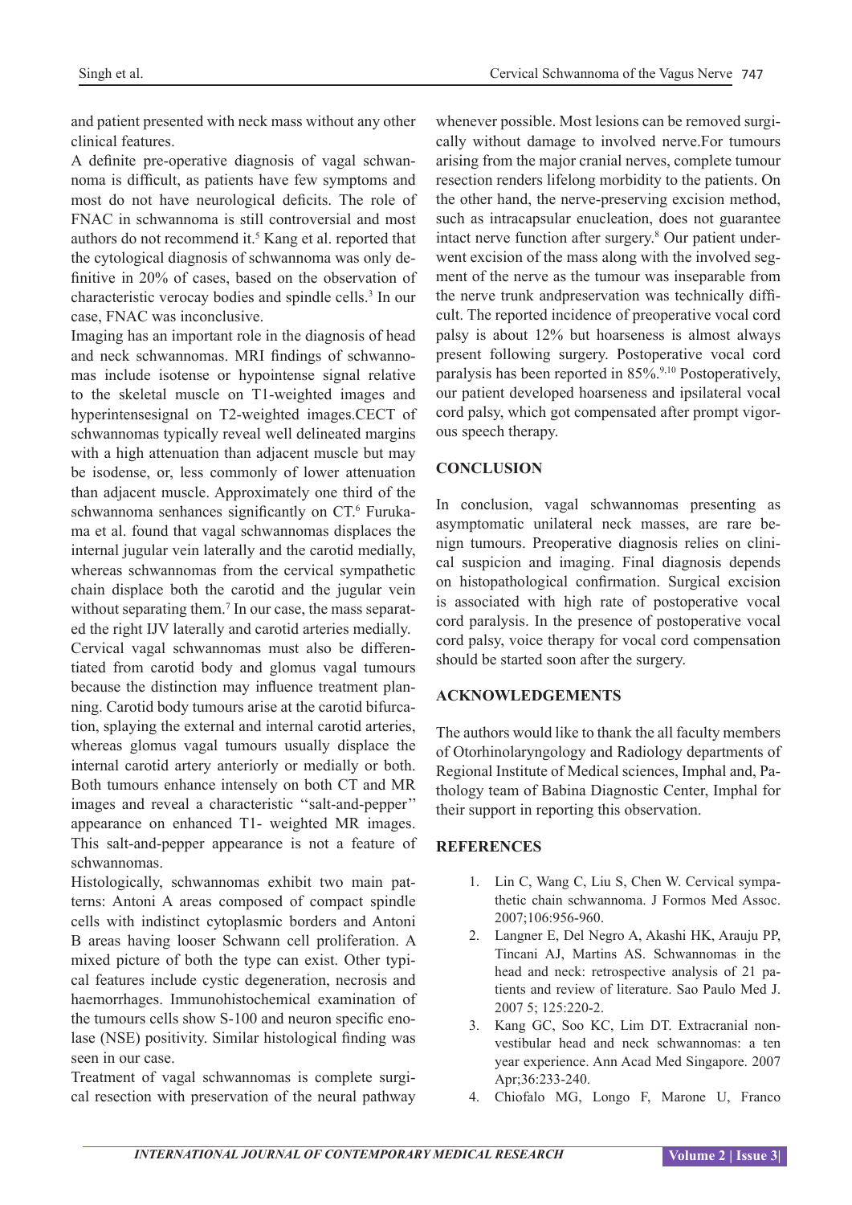and patient presented with neck mass without any other clinical features.

A definite pre-operative diagnosis of vagal schwannoma is difficult, as patients have few symptoms and most do not have neurological deficits. The role of FNAC in schwannoma is still controversial and most authors do not recommend it.[5] Kang et al. reported that the cytological diagnosis of schwannoma was only definitive in 20% of cases, based on the observation of characteristic verocay bodies and spindle cells.[3] In our case, FNAC was inconclusive.

Imaging has an important role in the diagnosis of head and neck schwannomas. MRI findings of schwannomas include isotense or hypointense signal relative to the skeletal muscle on T1-weighted images and hyperintensesignal on T2-weighted images.CECT of schwannomas typically reveal well delineated margins with a high attenuation than adjacent muscle but may be isodense, or, less commonly of lower attenuation than adjacent muscle. Approximately one third of the schwannoma senhances significantly on CT.[6] Furukama et al. found that vagal schwannomas displaces the internal jugular vein laterally and the carotid medially, whereas schwannomas from the cervical sympathetic chain displace both the carotid and the jugular vein without separating them.[7] In our case, the mass separated the right IJV laterally and carotid arteries medially.

Cervical vagal schwannomas must also be differentiated from carotid body and glomus vagal tumours because the distinction may influence treatment planning. Carotid body tumours arise at the carotid bifurcation, splaying the external and internal carotid arteries, whereas glomus vagal tumours usually displace the internal carotid artery anteriorly or medially or both. Both tumours enhance intensely on both CT and MR images and reveal a characteristic ''salt-and-pepper'' appearance on enhanced T1- weighted MR images. This salt-and-pepper appearance is not a feature of schwannomas.

Histologically, schwannomas exhibit two main patterns: Antoni A areas composed of compact spindle cells with indistinct cytoplasmic borders and Antoni B areas having looser Schwann cell proliferation. A mixed picture of both the type can exist. Other typical features include cystic degeneration, necrosis and haemorrhages. Immunohistochemical examination of the tumours cells show S-100 and neuron specific enolase (NSE) positivity. Similar histological finding was seen in our case.

Treatment of vagal schwannomas is complete surgical resection with preservation of the neural pathway whenever possible. Most lesions can be removed surgically without damage to involved nerve.For tumours arising from the major cranial nerves, complete tumour resection renders lifelong morbidity to the patients. On the other hand, the nerve-preserving excision method, such as intracapsular enucleation, does not guarantee intact nerve function after surgery.[8] Our patient underwent excision of the mass along with the involved segment of the nerve as the tumour was inseparable from the nerve trunk andpreservation was technically difficult. The reported incidence of preoperative vocal cord palsy is about 12% but hoarseness is almost always present following surgery. Postoperative vocal cord paralysis has been reported in 85%.[9,10] Postoperatively, our patient developed hoarseness and ipsilateral vocal cord palsy, which got compensated after prompt vigorous speech therapy.

## CONCLUSION

In conclusion, vagal schwannomas presenting as asymptomatic unilateral neck masses, are rare benign tumours. Preoperative diagnosis relies on clinical suspicion and imaging. Final diagnosis depends on histopathological confirmation. Surgical excision is associated with high rate of postoperative vocal cord paralysis. In the presence of postoperative vocal cord palsy, voice therapy for vocal cord compensation should be started soon after the surgery.

## ACKNOWLEDGEMENTS

The authors would like to thank the all faculty members of Otorhinolaryngology and Radiology departments of Regional Institute of Medical sciences, Imphal and, Pathology team of Babina Diagnostic Center, Imphal for their support in reporting this observation.

## REFERENCES

1. Lin C, Wang C, Liu S, Chen W. Cervical sympathetic chain schwannoma. J Formos Med Assoc. 2007;106:956-960.
2. Langner E, Del Negro A, Akashi HK, Arauju PP, Tincani AJ, Martins AS. Schwannomas in the head and neck: retrospective analysis of 21 patients and review of literature. Sao Paulo Med J. 2007 5; 125:220-2.
3. Kang GC, Soo KC, Lim DT. Extracranial non-vestibular head and neck schwannomas: a ten year experience. Ann Acad Med Singapore. 2007 Apr;36:233-240.
4. Chiofalo MG, Longo F, Marone U, Franco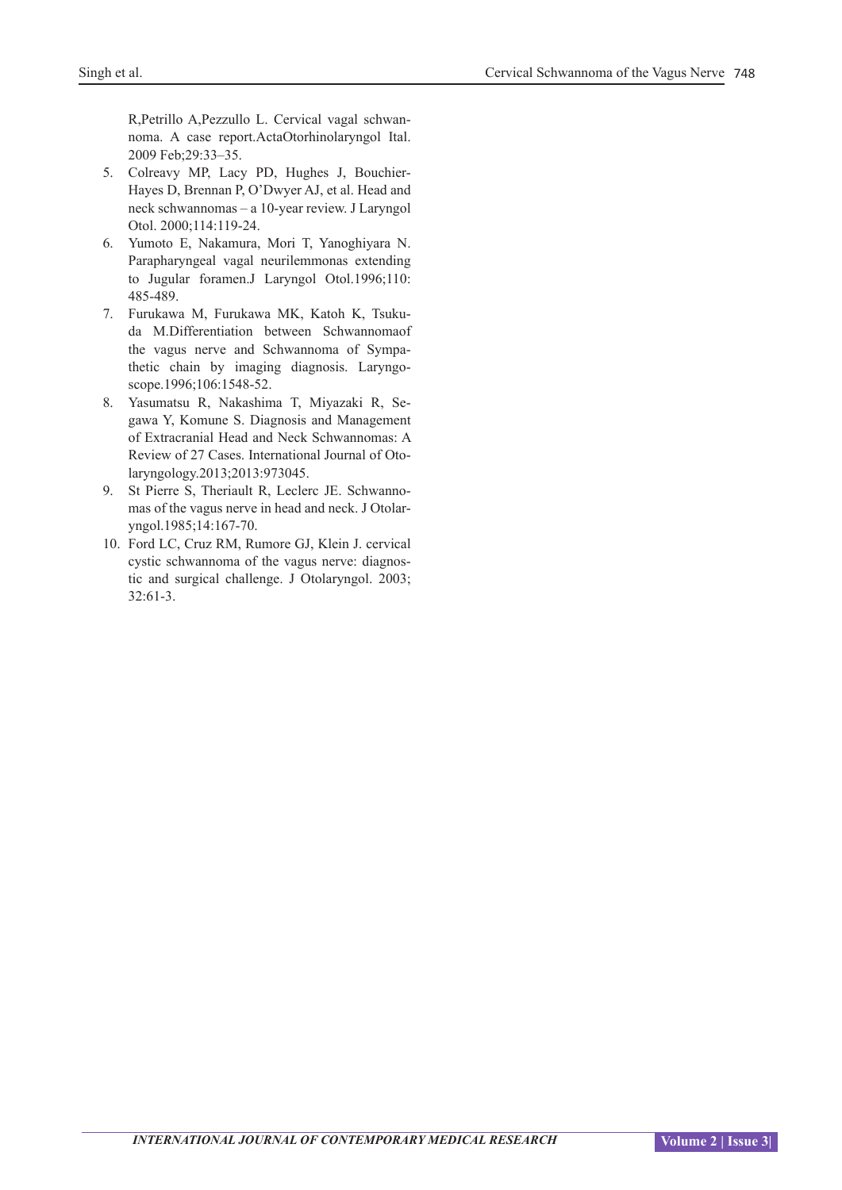R,Petrillo A,Pezzullo L. Cervical vagal schwannoma. A case report.ActaOtorhinolaryngol Ital. 2009 Feb;29:33–35.

5. Colreavy MP, Lacy PD, Hughes J, Bouchier-Hayes D, Brennan P, O'Dwyer AJ, et al. Head and neck schwannomas – a 10-year review. J Laryngol Otol. 2000;114:119-24.
6. Yumoto E, Nakamura, Mori T, Yanoghiyara N. Parapharyngeal vagal neurilemmonas extending to Jugular foramen.J Laryngol Otol.1996;110: 485-489.
7. Furukawa M, Furukawa MK, Katoh K, Tsukuda M.Differentiation between Schwannomaof the vagus nerve and Schwannoma of Sympathetic chain by imaging diagnosis. Laryngoscope.1996;106:1548-52.
8. Yasumatsu R, Nakashima T, Miyazaki R, Segawa Y, Komune S. Diagnosis and Management of Extracranial Head and Neck Schwannomas: A Review of 27 Cases. International Journal of Otolaryngology.2013;2013:973045.
9. St Pierre S, Theriault R, Leclerc JE. Schwannomas of the vagus nerve in head and neck. J Otolaryngol.1985;14:167-70.
10. Ford LC, Cruz RM, Rumore GJ, Klein J. cervical cystic schwannoma of the vagus nerve: diagnostic and surgical challenge. J Otolaryngol. 2003; 32:61-3.